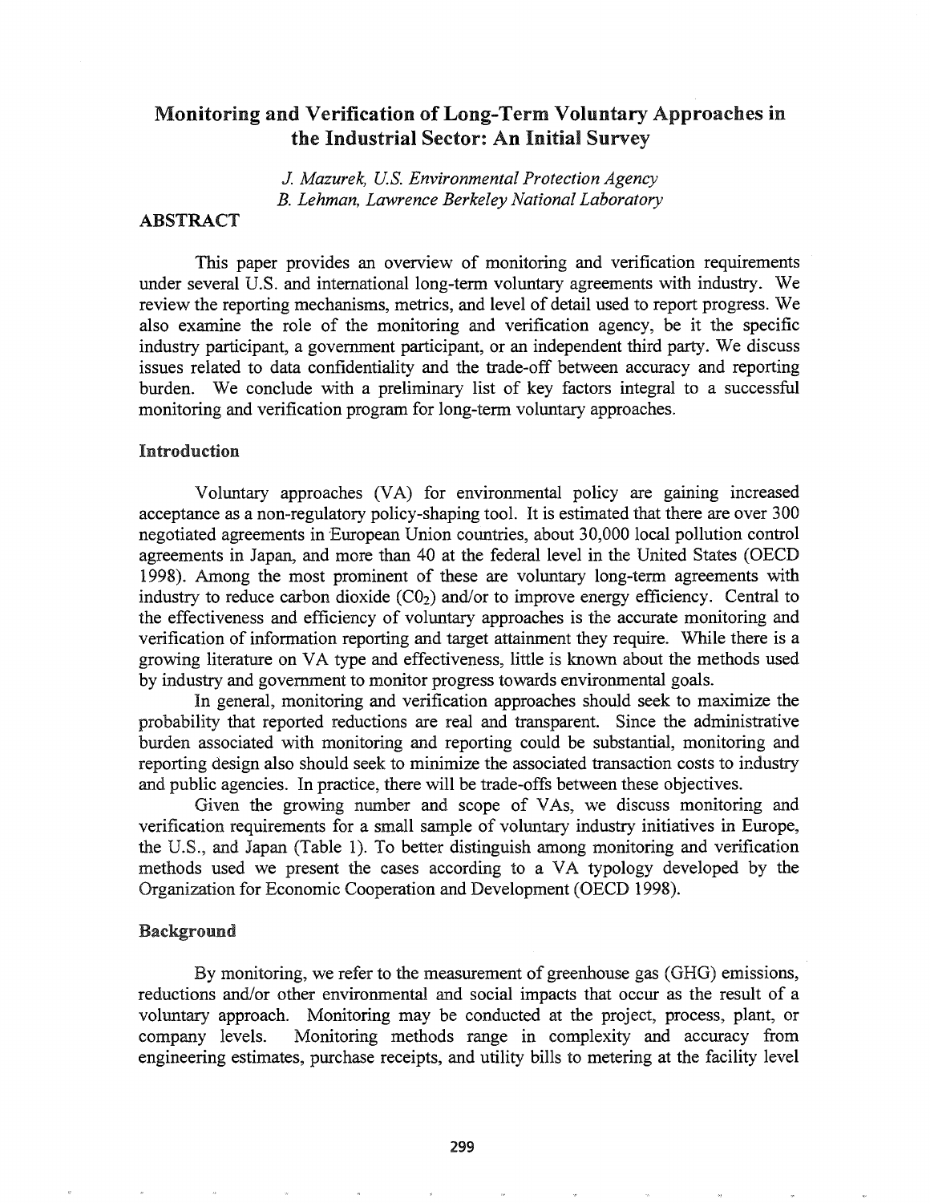# Monitoring and Verification of Long-Term Voluntary Approaches in the Industrial Sector: An Initial Survey

*J. Mazurek, U.S. Environmental Protection Agency*
*B. Lehman, Lawrence Berkeley National Laboratory*

## ABSTRACT

This paper provides an overview of monitoring and verification requirements under several U.S. and international long-term voluntary agreements with industry. We review the reporting mechanisms, metrics, and level of detail used to report progress. We also examine the role of the monitoring and verification agency, be it the specific industry participant, a government participant, or an independent third party. We discuss issues related to data confidentiality and the trade-off between accuracy and reporting burden. We conclude with a preliminary list of key factors integral to a successful monitoring and verification program for long-term voluntary approaches.

## Introduction

Voluntary approaches (VA) for environmental policy are gaining increased acceptance as a non-regulatory policy-shaping tool. It is estimated that there are over 300 negotiated agreements in European Union countries, about 30,000 local pollution control agreements in Japan, and more than 40 at the federal level in the United States (OECD 1998). Among the most prominent of these are voluntary long-term agreements with industry to reduce carbon dioxide ($CO_2$) and/or to improve energy efficiency. Central to the effectiveness and efficiency of voluntary approaches is the accurate monitoring and verification of information reporting and target attainment they require. While there is a growing literature on VA type and effectiveness, little is known about the methods used by industry and government to monitor progress towards environmental goals.

In general, monitoring and verification approaches should seek to maximize the probability that reported reductions are real and transparent. Since the administrative burden associated with monitoring and reporting could be substantial, monitoring and reporting design also should seek to minimize the associated transaction costs to industry and public agencies. In practice, there will be trade-offs between these objectives.

Given the growing number and scope of VAs, we discuss monitoring and verification requirements for a small sample of voluntary industry initiatives in Europe, the U.S., and Japan (Table 1). To better distinguish among monitoring and verification methods used we present the cases according to a VA typology developed by the Organization for Economic Cooperation and Development (OECD 1998).

## Background

By monitoring, we refer to the measurement of greenhouse gas (GHG) emissions, reductions and/or other environmental and social impacts that occur as the result of a voluntary approach. Monitoring may be conducted at the project, process, plant, or company levels. Monitoring methods range in complexity and accuracy from engineering estimates, purchase receipts, and utility bills to metering at the facility level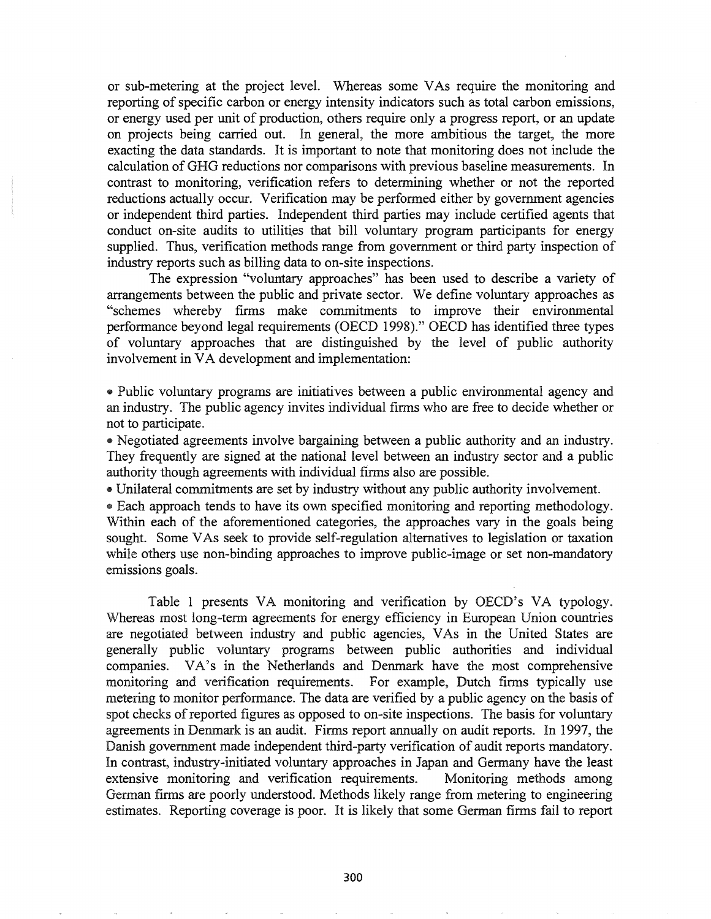or sub-metering at the project level. Whereas some VAs require the monitoring and reporting of specific carbon or energy intensity indicators such as total carbon emissions, or energy used per unit of production, others require only a progress report, or an update on projects being carried out. In general, the more ambitious the target, the more exacting the data standards. It is important to note that monitoring does not include the calculation of GHG reductions nor comparisons with previous baseline measurements. In contrast to monitoring, verification refers to determining whether or not the reported reductions actually occur. Verification may be performed either by government agencies or independent third parties. Independent third parties may include certified agents that conduct on-site audits to utilities that bill voluntary program participants for energy supplied. Thus, verification methods range from government or third party inspection of industry reports such as billing data to on-site inspections.

The expression "voluntary approaches" has been used to describe a variety of arrangements between the public and private sector. We define voluntary approaches as "schemes whereby firms make commitments to improve their environmental performance beyond legal requirements (OECD 1998)." OECD has identified three types of voluntary approaches that are distinguished by the level of public authority involvement in VA development and implementation:

- Public voluntary programs are initiatives between a public environmental agency and an industry. The public agency invites individual firms who are free to decide whether or not to participate.
- Negotiated agreements involve bargaining between a public authority and an industry. They frequently are signed at the national level between an industry sector and a public authority though agreements with individual firms also are possible.
- Unilateral commitments are set by industry without any public authority involvement.
- Each approach tends to have its own specified monitoring and reporting methodology. Within each of the aforementioned categories, the approaches vary in the goals being sought. Some VAs seek to provide self-regulation alternatives to legislation or taxation while others use non-binding approaches to improve public-image or set non-mandatory emissions goals.

Table 1 presents VA monitoring and verification by OECD's VA typology. Whereas most long-term agreements for energy efficiency in European Union countries are negotiated between industry and public agencies, VAs in the United States are generally public voluntary programs between public authorities and individual companies. VA's in the Netherlands and Denmark have the most comprehensive monitoring and verification requirements. For example, Dutch firms typically use metering to monitor performance. The data are verified by a public agency on the basis of spot checks of reported figures as opposed to on-site inspections. The basis for voluntary agreements in Denmark is an audit. Firms report annually on audit reports. In 1997, the Danish government made independent third-party verification of audit reports mandatory. In contrast, industry-initiated voluntary approaches in Japan and Germany have the least extensive monitoring and verification requirements. Monitoring methods among German firms are poorly understood. Methods likely range from metering to engineering estimates. Reporting coverage is poor. It is likely that some German firms fail to report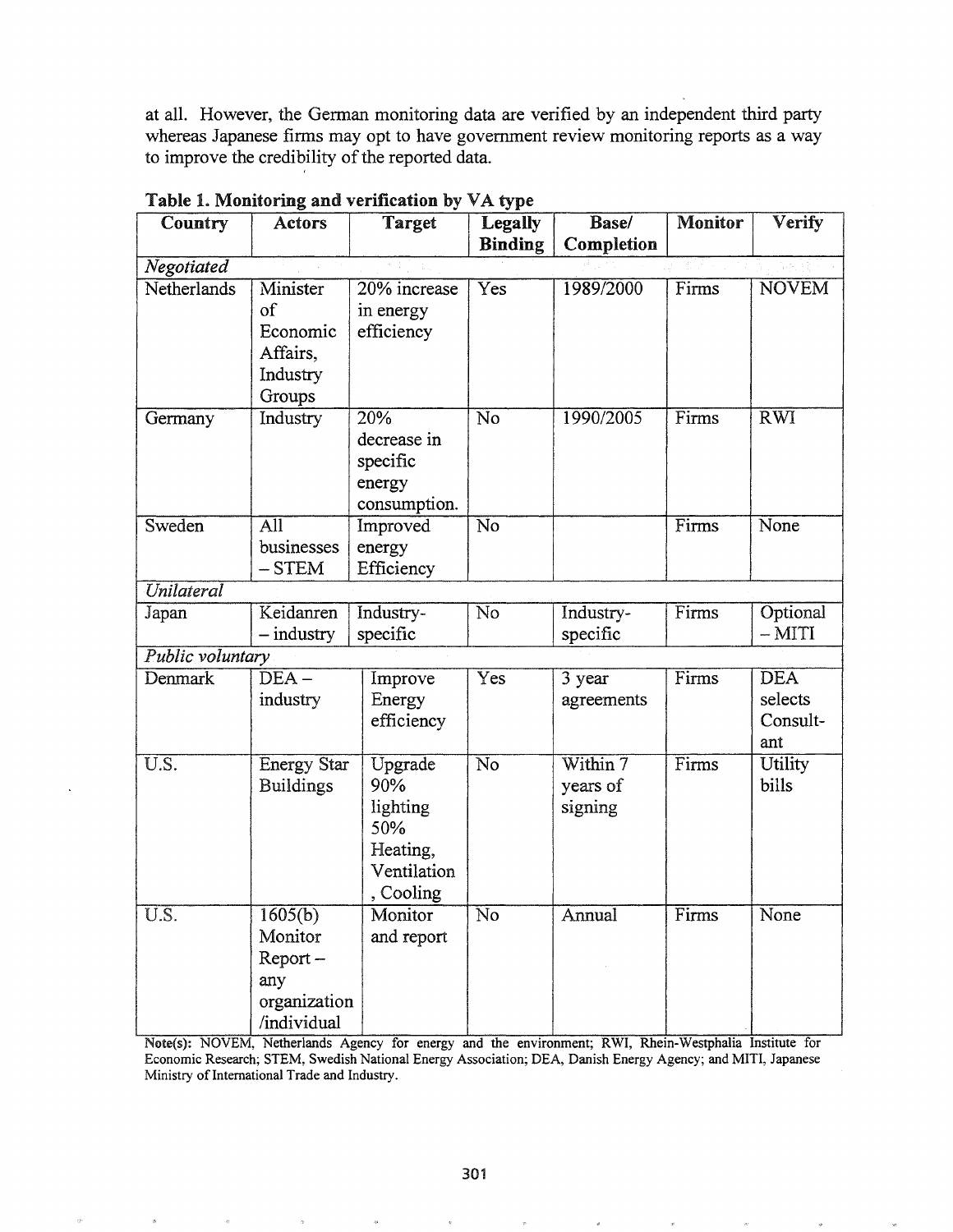at all. However, the German monitoring data are verified by an independent third party whereas Japanese firms may opt to have government review monitoring reports as a way to improve the credibility of the reported data.

**Table 1. Monitoring and verification by VA type**

| Country | Actors | Target | Legally Binding | Base/ Completion | Monitor | Verify |
|---|---|---|---|---|---|---|
| *Negotiated* | | | | | | |
| Netherlands | Minister of Economic Affairs, Industry Groups | 20% increase in energy efficiency | Yes | 1989/2000 | Firms | NOVEM |
| Germany | Industry | 20% decrease in specific energy consumption. | No | 1990/2005 | Firms | RWI |
| Sweden | All businesses – STEM | Improved energy Efficiency | No | | Firms | None |
| *Unilateral* | | | | | | |
| Japan | Keidanren – industry | Industry-specific | No | Industry-specific | Firms | Optional – MITI |
| *Public voluntary* | | | | | | |
| Denmark | DEA – industry | Improve Energy efficiency | Yes | 3 year agreements | Firms | DEA selects Consultant |
| U.S. | Energy Star Buildings | Upgrade 90% lighting 50% Heating, Ventilation, Cooling | No | Within 7 years of signing | Firms | Utility bills |
| U.S. | 1605(b) Monitor Report – any organization /individual | Monitor and report | No | Annual | Firms | None |

Note(s): NOVEM, Netherlands Agency for energy and the environment; RWI, Rhein-Westphalia Institute for Economic Research; STEM, Swedish National Energy Association; DEA, Danish Energy Agency; and MITI, Japanese Ministry of International Trade and Industry.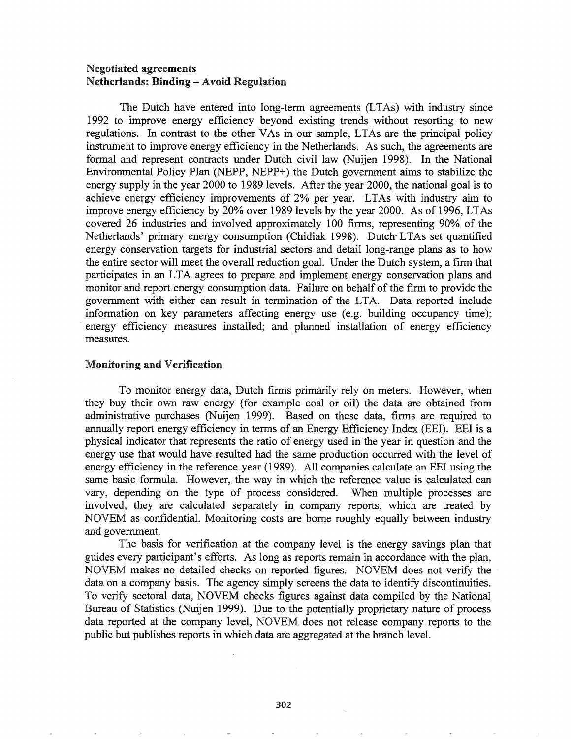### Negotiated agreements

### Netherlands: Binding – Avoid Regulation

The Dutch have entered into long-term agreements (LTAs) with industry since 1992 to improve energy efficiency beyond existing trends without resorting to new regulations. In contrast to the other VAs in our sample, LTAs are the principal policy instrument to improve energy efficiency in the Netherlands. As such, the agreements are formal and represent contracts under Dutch civil law (Nuijen 1998). In the National Environmental Policy Plan (NEPP, NEPP+) the Dutch government aims to stabilize the energy supply in the year 2000 to 1989 levels. After the year 2000, the national goal is to achieve energy efficiency improvements of 2% per year. LTAs with industry aim to improve energy efficiency by 20% over 1989 levels by the year 2000. As of 1996, LTAs covered 26 industries and involved approximately 100 firms, representing 90% of the Netherlands' primary energy consumption (Chidiak 1998). Dutch LTAs set quantified energy conservation targets for industrial sectors and detail long-range plans as to how the entire sector will meet the overall reduction goal. Under the Dutch system, a firm that participates in an LTA agrees to prepare and implement energy conservation plans and monitor and report energy consumption data. Failure on behalf of the firm to provide the government with either can result in termination of the LTA. Data reported include information on key parameters affecting energy use (e.g. building occupancy time); energy efficiency measures installed; and planned installation of energy efficiency measures.

### Monitoring and Verification

To monitor energy data, Dutch firms primarily rely on meters. However, when they buy their own raw energy (for example coal or oil) the data are obtained from administrative purchases (Nuijen 1999). Based on these data, firms are required to annually report energy efficiency in terms of an Energy Efficiency Index (EEI). EEI is a physical indicator that represents the ratio of energy used in the year in question and the energy use that would have resulted had the same production occurred with the level of energy efficiency in the reference year (1989). All companies calculate an EEI using the same basic formula. However, the way in which the reference value is calculated can vary, depending on the type of process considered. When multiple processes are involved, they are calculated separately in company reports, which are treated by NOVEM as confidential. Monitoring costs are borne roughly equally between industry and government.

The basis for verification at the company level is the energy savings plan that guides every participant's efforts. As long as reports remain in accordance with the plan, NOVEM makes no detailed checks on reported figures. NOVEM does not verify the data on a company basis. The agency simply screens the data to identify discontinuities. To verify sectoral data, NOVEM checks figures against data compiled by the National Bureau of Statistics (Nuijen 1999). Due to the potentially proprietary nature of process data reported at the company level, NOVEM does not release company reports to the public but publishes reports in which data are aggregated at the branch level.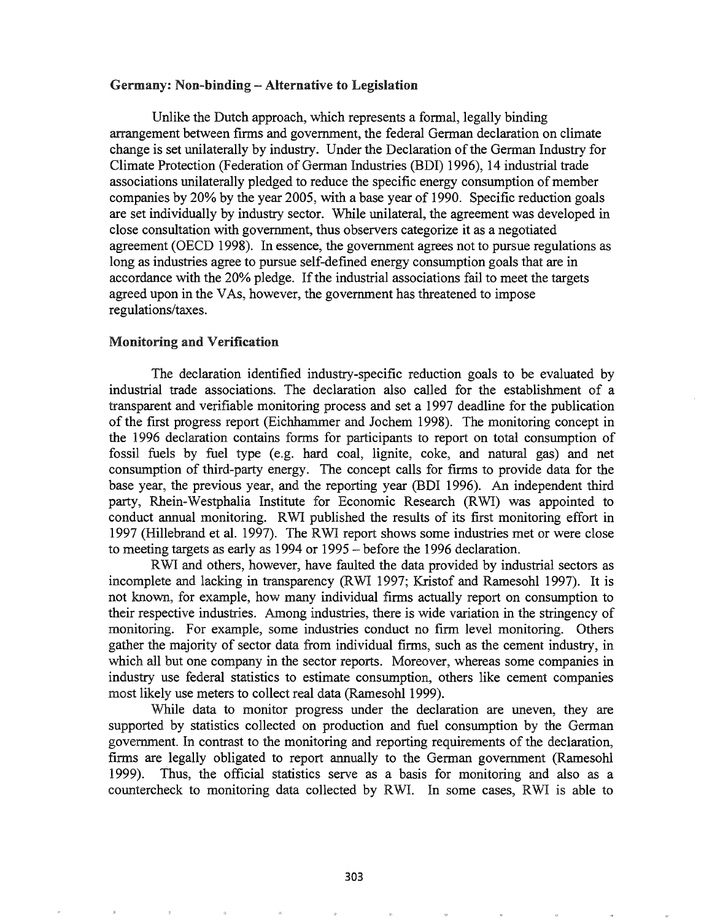### Germany: Non-binding – Alternative to Legislation

Unlike the Dutch approach, which represents a formal, legally binding arrangement between firms and government, the federal German declaration on climate change is set unilaterally by industry. Under the Declaration of the German Industry for Climate Protection (Federation of German Industries (BDI) 1996), 14 industrial trade associations unilaterally pledged to reduce the specific energy consumption of member companies by 20% by the year 2005, with a base year of 1990. Specific reduction goals are set individually by industry sector. While unilateral, the agreement was developed in close consultation with government, thus observers categorize it as a negotiated agreement (OECD 1998). In essence, the government agrees not to pursue regulations as long as industries agree to pursue self-defined energy consumption goals that are in accordance with the 20% pledge. If the industrial associations fail to meet the targets agreed upon in the VAs, however, the government has threatened to impose regulations/taxes.

### Monitoring and Verification

The declaration identified industry-specific reduction goals to be evaluated by industrial trade associations. The declaration also called for the establishment of a transparent and verifiable monitoring process and set a 1997 deadline for the publication of the first progress report (Eichhammer and Jochem 1998). The monitoring concept in the 1996 declaration contains forms for participants to report on total consumption of fossil fuels by fuel type (e.g. hard coal, lignite, coke, and natural gas) and net consumption of third-party energy. The concept calls for firms to provide data for the base year, the previous year, and the reporting year (BDI 1996). An independent third party, Rhein-Westphalia Institute for Economic Research (RWI) was appointed to conduct annual monitoring. RWI published the results of its first monitoring effort in 1997 (Hillebrand et al. 1997). The RWI report shows some industries met or were close to meeting targets as early as 1994 or 1995 – before the 1996 declaration.

RWI and others, however, have faulted the data provided by industrial sectors as incomplete and lacking in transparency (RWI 1997; Kristof and Ramesohl 1997). It is not known, for example, how many individual firms actually report on consumption to their respective industries. Among industries, there is wide variation in the stringency of monitoring. For example, some industries conduct no firm level monitoring. Others gather the majority of sector data from individual firms, such as the cement industry, in which all but one company in the sector reports. Moreover, whereas some companies in industry use federal statistics to estimate consumption, others like cement companies most likely use meters to collect real data (Ramesohl 1999).

While data to monitor progress under the declaration are uneven, they are supported by statistics collected on production and fuel consumption by the German government. In contrast to the monitoring and reporting requirements of the declaration, firms are legally obligated to report annually to the German government (Ramesohl 1999). Thus, the official statistics serve as a basis for monitoring and also as a countercheck to monitoring data collected by RWI. In some cases, RWI is able to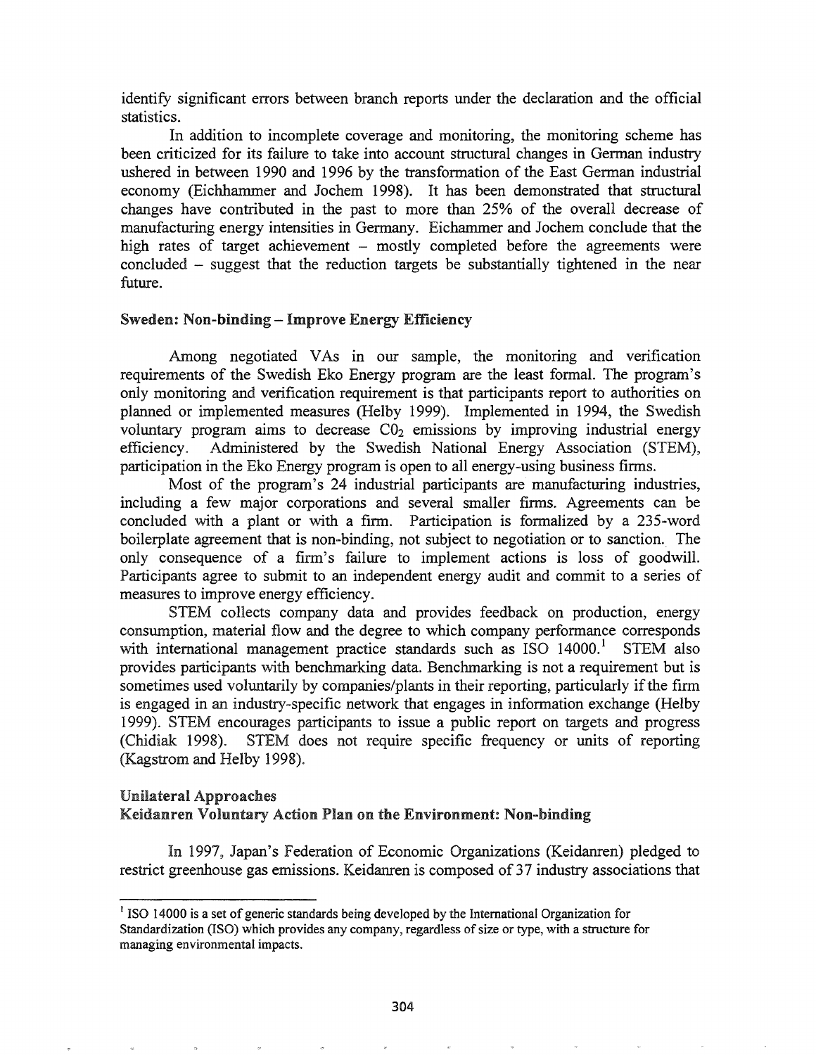identify significant errors between branch reports under the declaration and the official statistics.

In addition to incomplete coverage and monitoring, the monitoring scheme has been criticized for its failure to take into account structural changes in German industry ushered in between 1990 and 1996 by the transformation of the East German industrial economy (Eichhammer and Jochem 1998). It has been demonstrated that structural changes have contributed in the past to more than 25% of the overall decrease of manufacturing energy intensities in Germany. Eichammer and Jochem conclude that the high rates of target achievement – mostly completed before the agreements were concluded – suggest that the reduction targets be substantially tightened in the near future.

### Sweden: Non-binding – Improve Energy Efficiency

Among negotiated VAs in our sample, the monitoring and verification requirements of the Swedish Eko Energy program are the least formal. The program's only monitoring and verification requirement is that participants report to authorities on planned or implemented measures (Helby 1999). Implemented in 1994, the Swedish voluntary program aims to decrease $CO_2$ emissions by improving industrial energy efficiency. Administered by the Swedish National Energy Association (STEM), participation in the Eko Energy program is open to all energy-using business firms.

Most of the program's 24 industrial participants are manufacturing industries, including a few major corporations and several smaller firms. Agreements can be concluded with a plant or with a firm. Participation is formalized by a 235-word boilerplate agreement that is non-binding, not subject to negotiation or to sanction. The only consequence of a firm's failure to implement actions is loss of goodwill. Participants agree to submit to an independent energy audit and commit to a series of measures to improve energy efficiency.

STEM collects company data and provides feedback on production, energy consumption, material flow and the degree to which company performance corresponds with international management practice standards such as ISO 14000.[1] STEM also provides participants with benchmarking data. Benchmarking is not a requirement but is sometimes used voluntarily by companies/plants in their reporting, particularly if the firm is engaged in an industry-specific network that engages in information exchange (Helby 1999). STEM encourages participants to issue a public report on targets and progress (Chidiak 1998). STEM does not require specific frequency or units of reporting (Kagstrom and Helby 1998).

## Unilateral Approaches

### Keidanren Voluntary Action Plan on the Environment: Non-binding

In 1997, Japan's Federation of Economic Organizations (Keidanren) pledged to restrict greenhouse gas emissions. Keidanren is composed of 37 industry associations that

[1] ISO 14000 is a set of generic standards being developed by the International Organization for Standardization (ISO) which provides any company, regardless of size or type, with a structure for managing environmental impacts.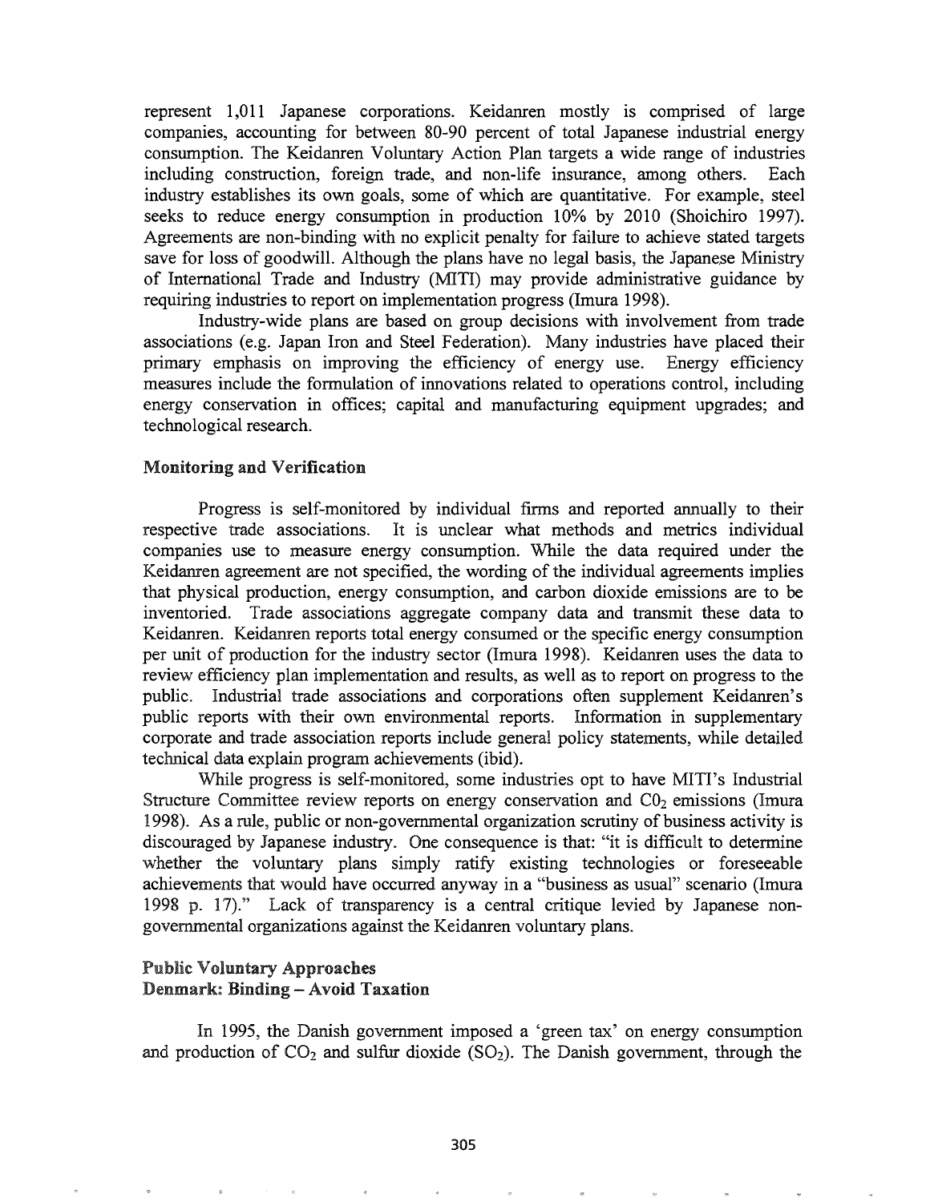represent 1,011 Japanese corporations. Keidanren mostly is comprised of large companies, accounting for between 80-90 percent of total Japanese industrial energy consumption. The Keidanren Voluntary Action Plan targets a wide range of industries including construction, foreign trade, and non-life insurance, among others. Each industry establishes its own goals, some of which are quantitative. For example, steel seeks to reduce energy consumption in production 10% by 2010 (Shoichiro 1997). Agreements are non-binding with no explicit penalty for failure to achieve stated targets save for loss of goodwill. Although the plans have no legal basis, the Japanese Ministry of International Trade and Industry (MITI) may provide administrative guidance by requiring industries to report on implementation progress (Imura 1998).

Industry-wide plans are based on group decisions with involvement from trade associations (e.g. Japan Iron and Steel Federation). Many industries have placed their primary emphasis on improving the efficiency of energy use. Energy efficiency measures include the formulation of innovations related to operations control, including energy conservation in offices; capital and manufacturing equipment upgrades; and technological research.

### Monitoring and Verification

Progress is self-monitored by individual firms and reported annually to their respective trade associations. It is unclear what methods and metrics individual companies use to measure energy consumption. While the data required under the Keidanren agreement are not specified, the wording of the individual agreements implies that physical production, energy consumption, and carbon dioxide emissions are to be inventoried. Trade associations aggregate company data and transmit these data to Keidanren. Keidanren reports total energy consumed or the specific energy consumption per unit of production for the industry sector (Imura 1998). Keidanren uses the data to review efficiency plan implementation and results, as well as to report on progress to the public. Industrial trade associations and corporations often supplement Keidanren's public reports with their own environmental reports. Information in supplementary corporate and trade association reports include general policy statements, while detailed technical data explain program achievements (ibid).

While progress is self-monitored, some industries opt to have MITI's Industrial Structure Committee review reports on energy conservation and $C0_2$ emissions (Imura 1998). As a rule, public or non-governmental organization scrutiny of business activity is discouraged by Japanese industry. One consequence is that: "it is difficult to determine whether the voluntary plans simply ratify existing technologies or foreseeable achievements that would have occurred anyway in a "business as usual" scenario (Imura 1998 p. 17)." Lack of transparency is a central critique levied by Japanese non-governmental organizations against the Keidanren voluntary plans.

### Public Voluntary Approaches

### Denmark: Binding – Avoid Taxation

In 1995, the Danish government imposed a 'green tax' on energy consumption and production of $CO_2$ and sulfur dioxide ($SO_2$). The Danish government, through the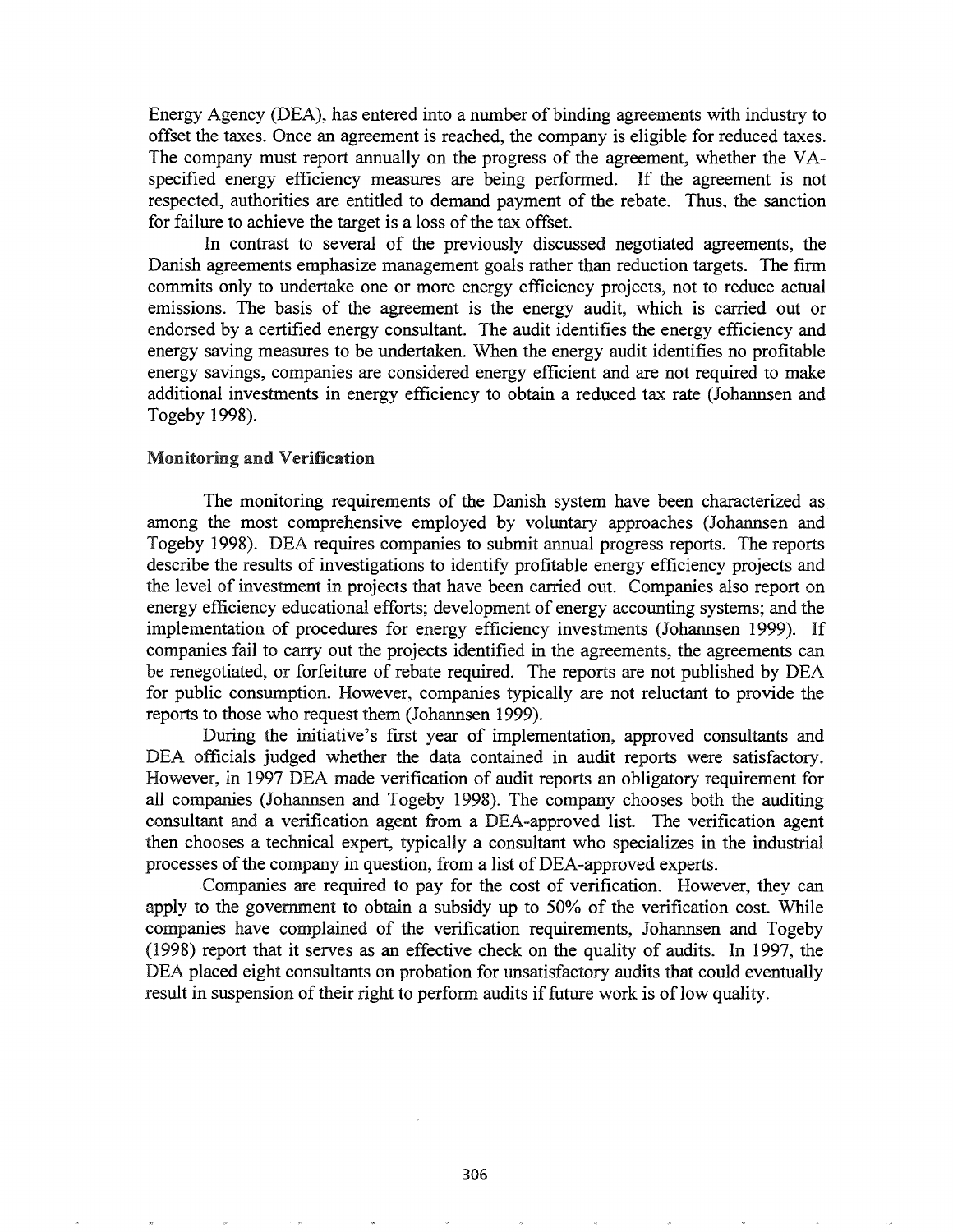Energy Agency (DEA), has entered into a number of binding agreements with industry to offset the taxes. Once an agreement is reached, the company is eligible for reduced taxes. The company must report annually on the progress of the agreement, whether the VA-specified energy efficiency measures are being performed. If the agreement is not respected, authorities are entitled to demand payment of the rebate. Thus, the sanction for failure to achieve the target is a loss of the tax offset.

In contrast to several of the previously discussed negotiated agreements, the Danish agreements emphasize management goals rather than reduction targets. The firm commits only to undertake one or more energy efficiency projects, not to reduce actual emissions. The basis of the agreement is the energy audit, which is carried out or endorsed by a certified energy consultant. The audit identifies the energy efficiency and energy saving measures to be undertaken. When the energy audit identifies no profitable energy savings, companies are considered energy efficient and are not required to make additional investments in energy efficiency to obtain a reduced tax rate (Johannsen and Togeby 1998).

### Monitoring and Verification

The monitoring requirements of the Danish system have been characterized as among the most comprehensive employed by voluntary approaches (Johannsen and Togeby 1998). DEA requires companies to submit annual progress reports. The reports describe the results of investigations to identify profitable energy efficiency projects and the level of investment in projects that have been carried out. Companies also report on energy efficiency educational efforts; development of energy accounting systems; and the implementation of procedures for energy efficiency investments (Johannsen 1999). If companies fail to carry out the projects identified in the agreements, the agreements can be renegotiated, or forfeiture of rebate required. The reports are not published by DEA for public consumption. However, companies typically are not reluctant to provide the reports to those who request them (Johannsen 1999).

During the initiative's first year of implementation, approved consultants and DEA officials judged whether the data contained in audit reports were satisfactory. However, in 1997 DEA made verification of audit reports an obligatory requirement for all companies (Johannsen and Togeby 1998). The company chooses both the auditing consultant and a verification agent from a DEA-approved list. The verification agent then chooses a technical expert, typically a consultant who specializes in the industrial processes of the company in question, from a list of DEA-approved experts.

Companies are required to pay for the cost of verification. However, they can apply to the government to obtain a subsidy up to 50% of the verification cost. While companies have complained of the verification requirements, Johannsen and Togeby (1998) report that it serves as an effective check on the quality of audits. In 1997, the DEA placed eight consultants on probation for unsatisfactory audits that could eventually result in suspension of their right to perform audits if future work is of low quality.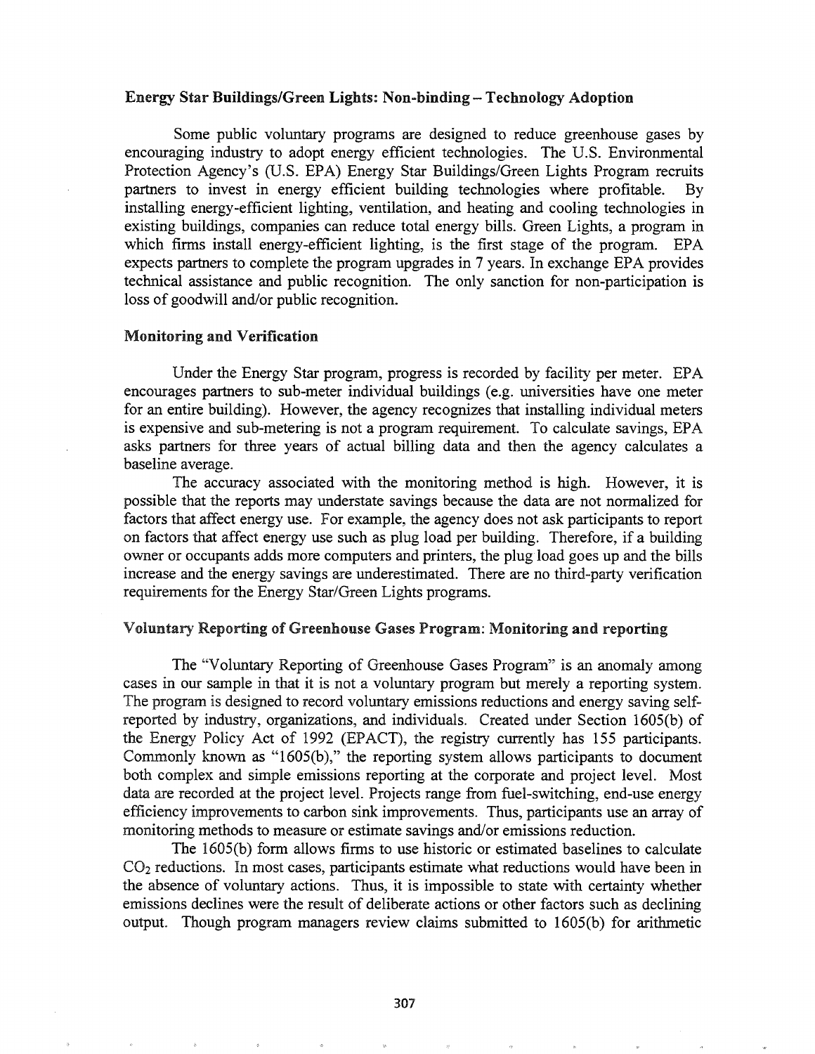### Energy Star Buildings/Green Lights: Non-binding – Technology Adoption

Some public voluntary programs are designed to reduce greenhouse gases by encouraging industry to adopt energy efficient technologies. The U.S. Environmental Protection Agency's (U.S. EPA) Energy Star Buildings/Green Lights Program recruits partners to invest in energy efficient building technologies where profitable. By installing energy-efficient lighting, ventilation, and heating and cooling technologies in existing buildings, companies can reduce total energy bills. Green Lights, a program in which firms install energy-efficient lighting, is the first stage of the program. EPA expects partners to complete the program upgrades in 7 years. In exchange EPA provides technical assistance and public recognition. The only sanction for non-participation is loss of goodwill and/or public recognition.

### Monitoring and Verification

Under the Energy Star program, progress is recorded by facility per meter. EPA encourages partners to sub-meter individual buildings (e.g. universities have one meter for an entire building). However, the agency recognizes that installing individual meters is expensive and sub-metering is not a program requirement. To calculate savings, EPA asks partners for three years of actual billing data and then the agency calculates a baseline average.

The accuracy associated with the monitoring method is high. However, it is possible that the reports may understate savings because the data are not normalized for factors that affect energy use. For example, the agency does not ask participants to report on factors that affect energy use such as plug load per building. Therefore, if a building owner or occupants adds more computers and printers, the plug load goes up and the bills increase and the energy savings are underestimated. There are no third-party verification requirements for the Energy Star/Green Lights programs.

### Voluntary Reporting of Greenhouse Gases Program: Monitoring and reporting

The "Voluntary Reporting of Greenhouse Gases Program" is an anomaly among cases in our sample in that it is not a voluntary program but merely a reporting system. The program is designed to record voluntary emissions reductions and energy saving self-reported by industry, organizations, and individuals. Created under Section 1605(b) of the Energy Policy Act of 1992 (EPACT), the registry currently has 155 participants. Commonly known as "1605(b)," the reporting system allows participants to document both complex and simple emissions reporting at the corporate and project level. Most data are recorded at the project level. Projects range from fuel-switching, end-use energy efficiency improvements to carbon sink improvements. Thus, participants use an array of monitoring methods to measure or estimate savings and/or emissions reduction.

The 1605(b) form allows firms to use historic or estimated baselines to calculate $CO_2$ reductions. In most cases, participants estimate what reductions would have been in the absence of voluntary actions. Thus, it is impossible to state with certainty whether emissions declines were the result of deliberate actions or other factors such as declining output. Though program managers review claims submitted to 1605(b) for arithmetic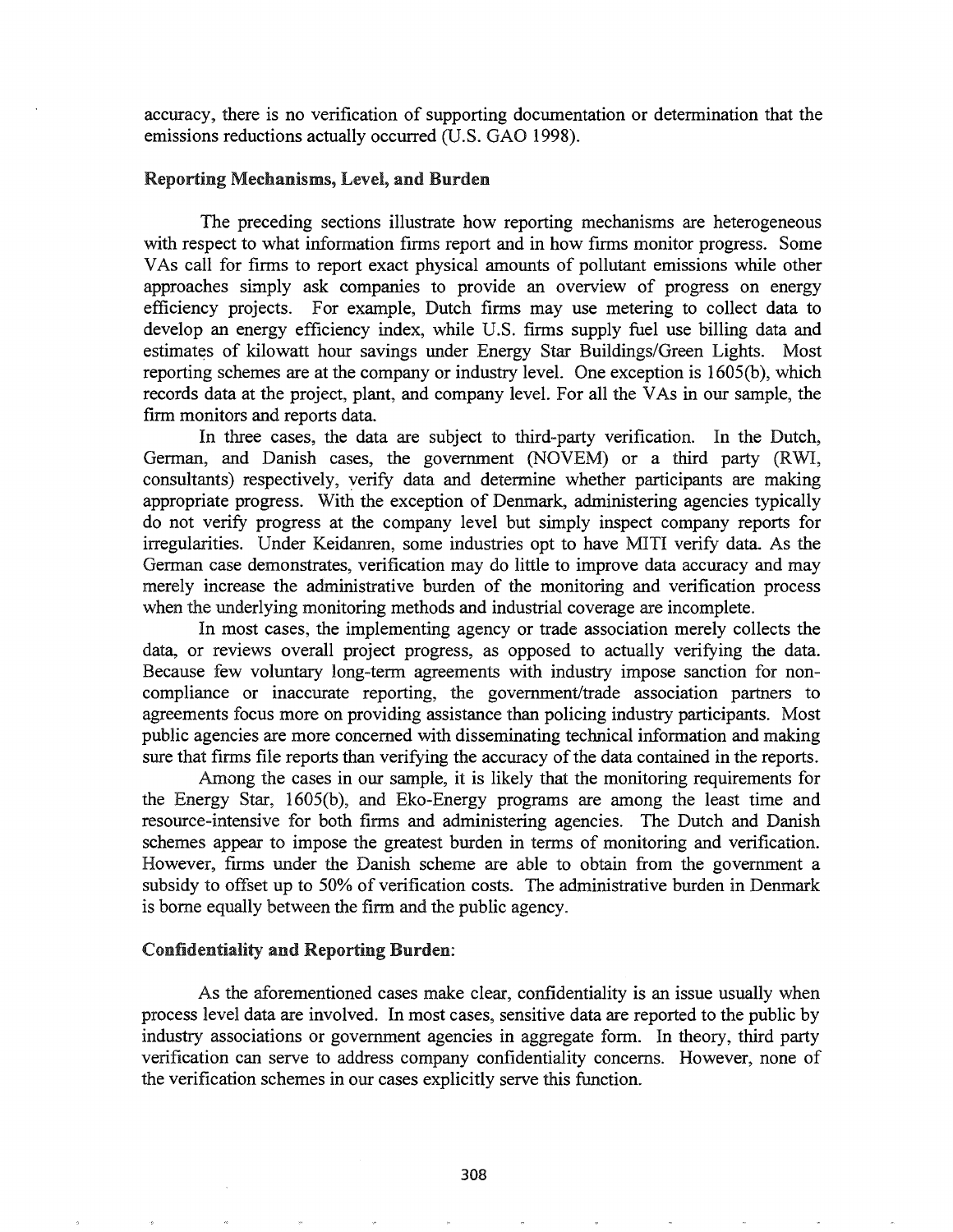accuracy, there is no verification of supporting documentation or determination that the emissions reductions actually occurred (U.S. GAO 1998).

### Reporting Mechanisms, Level, and Burden

The preceding sections illustrate how reporting mechanisms are heterogeneous with respect to what information firms report and in how firms monitor progress. Some VAs call for firms to report exact physical amounts of pollutant emissions while other approaches simply ask companies to provide an overview of progress on energy efficiency projects. For example, Dutch firms may use metering to collect data to develop an energy efficiency index, while U.S. firms supply fuel use billing data and estimates of kilowatt hour savings under Energy Star Buildings/Green Lights. Most reporting schemes are at the company or industry level. One exception is 1605(b), which records data at the project, plant, and company level. For all the VAs in our sample, the firm monitors and reports data.

In three cases, the data are subject to third-party verification. In the Dutch, German, and Danish cases, the government (NOVEM) or a third party (RWI, consultants) respectively, verify data and determine whether participants are making appropriate progress. With the exception of Denmark, administering agencies typically do not verify progress at the company level but simply inspect company reports for irregularities. Under Keidanren, some industries opt to have MITI verify data. As the German case demonstrates, verification may do little to improve data accuracy and may merely increase the administrative burden of the monitoring and verification process when the underlying monitoring methods and industrial coverage are incomplete.

In most cases, the implementing agency or trade association merely collects the data, or reviews overall project progress, as opposed to actually verifying the data. Because few voluntary long-term agreements with industry impose sanction for non-compliance or inaccurate reporting, the government/trade association partners to agreements focus more on providing assistance than policing industry participants. Most public agencies are more concerned with disseminating technical information and making sure that firms file reports than verifying the accuracy of the data contained in the reports.

Among the cases in our sample, it is likely that the monitoring requirements for the Energy Star, 1605(b), and Eko-Energy programs are among the least time and resource-intensive for both firms and administering agencies. The Dutch and Danish schemes appear to impose the greatest burden in terms of monitoring and verification. However, firms under the Danish scheme are able to obtain from the government a subsidy to offset up to 50% of verification costs. The administrative burden in Denmark is borne equally between the firm and the public agency.

### Confidentiality and Reporting Burden:

As the aforementioned cases make clear, confidentiality is an issue usually when process level data are involved. In most cases, sensitive data are reported to the public by industry associations or government agencies in aggregate form. In theory, third party verification can serve to address company confidentiality concerns. However, none of the verification schemes in our cases explicitly serve this function.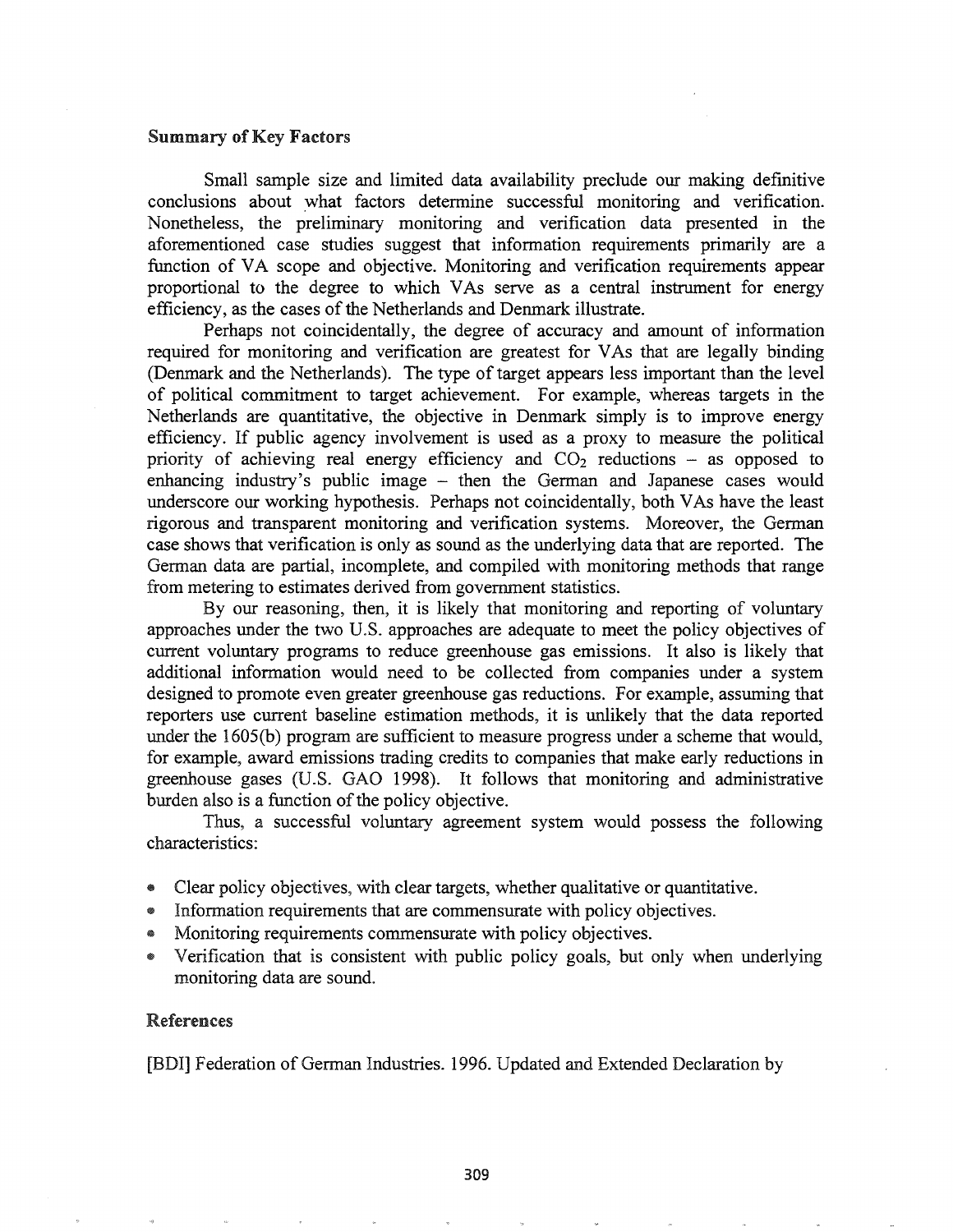### Summary of Key Factors

Small sample size and limited data availability preclude our making definitive conclusions about what factors determine successful monitoring and verification. Nonetheless, the preliminary monitoring and verification data presented in the aforementioned case studies suggest that information requirements primarily are a function of VA scope and objective. Monitoring and verification requirements appear proportional to the degree to which VAs serve as a central instrument for energy efficiency, as the cases of the Netherlands and Denmark illustrate.

Perhaps not coincidentally, the degree of accuracy and amount of information required for monitoring and verification are greatest for VAs that are legally binding (Denmark and the Netherlands). The type of target appears less important than the level of political commitment to target achievement. For example, whereas targets in the Netherlands are quantitative, the objective in Denmark simply is to improve energy efficiency. If public agency involvement is used as a proxy to measure the political priority of achieving real energy efficiency and $CO_2$ reductions – as opposed to enhancing industry's public image – then the German and Japanese cases would underscore our working hypothesis. Perhaps not coincidentally, both VAs have the least rigorous and transparent monitoring and verification systems. Moreover, the German case shows that verification is only as sound as the underlying data that are reported. The German data are partial, incomplete, and compiled with monitoring methods that range from metering to estimates derived from government statistics.

By our reasoning, then, it is likely that monitoring and reporting of voluntary approaches under the two U.S. approaches are adequate to meet the policy objectives of current voluntary programs to reduce greenhouse gas emissions. It also is likely that additional information would need to be collected from companies under a system designed to promote even greater greenhouse gas reductions. For example, assuming that reporters use current baseline estimation methods, it is unlikely that the data reported under the 1605(b) program are sufficient to measure progress under a scheme that would, for example, award emissions trading credits to companies that make early reductions in greenhouse gases (U.S. GAO 1998). It follows that monitoring and administrative burden also is a function of the policy objective.

Thus, a successful voluntary agreement system would possess the following characteristics:

- Clear policy objectives, with clear targets, whether qualitative or quantitative.
- Information requirements that are commensurate with policy objectives.
- Monitoring requirements commensurate with policy objectives.
- Verification that is consistent with public policy goals, but only when underlying monitoring data are sound.

### References

[BDI] Federation of German Industries. 1996. Updated and Extended Declaration by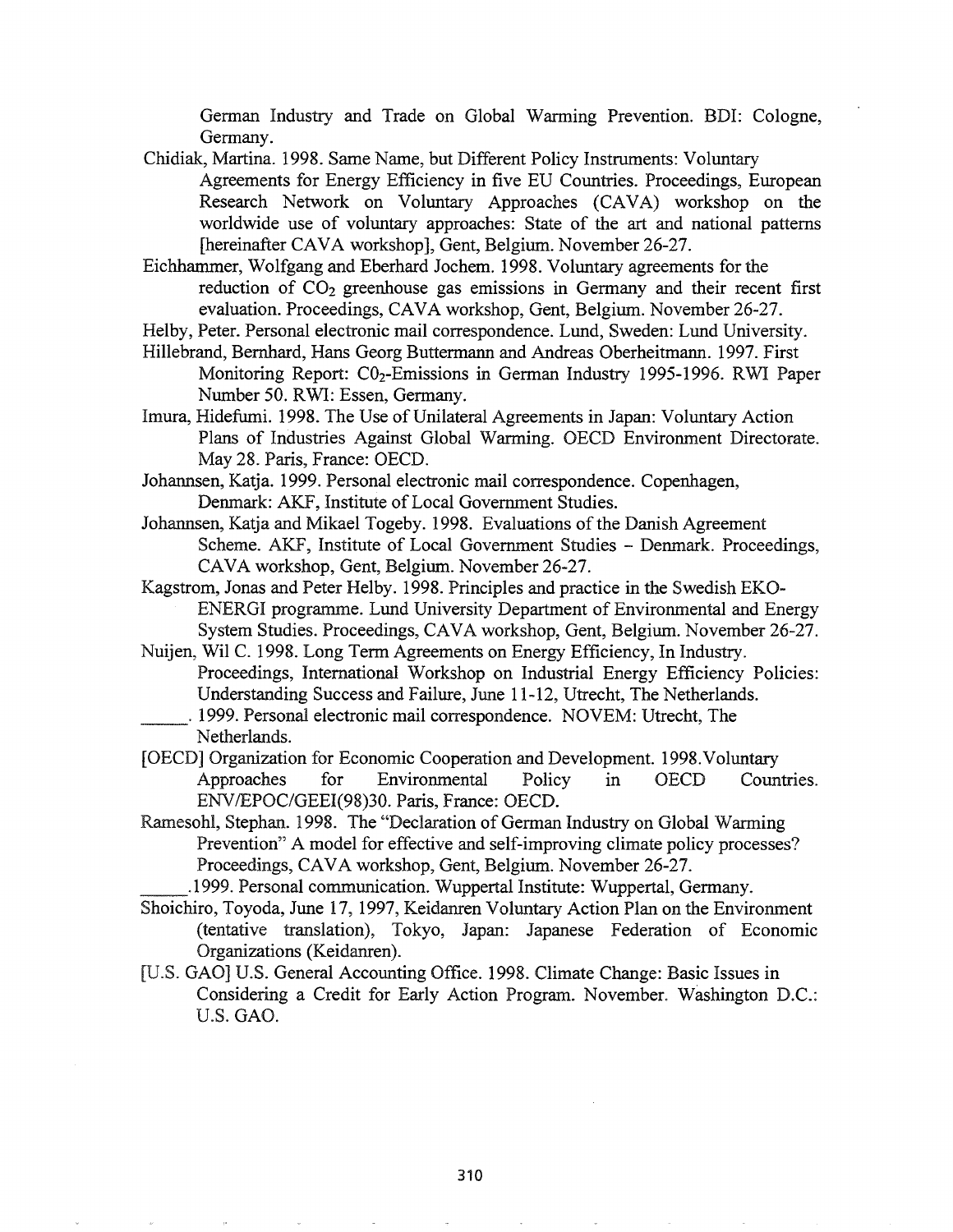German Industry and Trade on Global Warming Prevention. BDI: Cologne, Germany.

Chidiak, Martina. 1998. Same Name, but Different Policy Instruments: Voluntary Agreements for Energy Efficiency in five EU Countries. Proceedings, European Research Network on Voluntary Approaches (CAVA) workshop on the worldwide use of voluntary approaches: State of the art and national patterns [hereinafter CAVA workshop], Gent, Belgium. November 26-27.

Eichhammer, Wolfgang and Eberhard Jochem. 1998. Voluntary agreements for the reduction of $CO_2$ greenhouse gas emissions in Germany and their recent first evaluation. Proceedings, CAVA workshop, Gent, Belgium. November 26-27.

Helby, Peter. Personal electronic mail correspondence. Lund, Sweden: Lund University.

Hillebrand, Bernhard, Hans Georg Buttermann and Andreas Oberheitmann. 1997. First Monitoring Report: $C0_2$-Emissions in German Industry 1995-1996. RWI Paper Number 50. RWI: Essen, Germany.

Imura, Hidefumi. 1998. The Use of Unilateral Agreements in Japan: Voluntary Action Plans of Industries Against Global Warming. OECD Environment Directorate. May 28. Paris, France: OECD.

Johannsen, Katja. 1999. Personal electronic mail correspondence. Copenhagen, Denmark: AKF, Institute of Local Government Studies.

Johannsen, Katja and Mikael Togeby. 1998. Evaluations of the Danish Agreement Scheme. AKF, Institute of Local Government Studies – Denmark. Proceedings, CAVA workshop, Gent, Belgium. November 26-27.

Kagstrom, Jonas and Peter Helby. 1998. Principles and practice in the Swedish EKO-ENERGI programme. Lund University Department of Environmental and Energy System Studies. Proceedings, CAVA workshop, Gent, Belgium. November 26-27.

Nuijen, Wil C. 1998. Long Term Agreements on Energy Efficiency, In Industry. Proceedings, International Workshop on Industrial Energy Efficiency Policies: Understanding Success and Failure, June 11-12, Utrecht, The Netherlands.

\_\_\_\_\_. 1999. Personal electronic mail correspondence. NOVEM: Utrecht, The Netherlands.

[OECD] Organization for Economic Cooperation and Development. 1998.Voluntary Approaches for Environmental Policy in OECD Countries. ENV/EPOC/GEEI(98)30. Paris, France: OECD.

Ramesohl, Stephan. 1998. The "Declaration of German Industry on Global Warming Prevention" A model for effective and self-improving climate policy processes? Proceedings, CAVA workshop, Gent, Belgium. November 26-27.

\_\_\_\_\_.1999. Personal communication. Wuppertal Institute: Wuppertal, Germany.

Shoichiro, Toyoda, June 17, 1997, Keidanren Voluntary Action Plan on the Environment (tentative translation), Tokyo, Japan: Japanese Federation of Economic Organizations (Keidanren).

[U.S. GAO] U.S. General Accounting Office. 1998. Climate Change: Basic Issues in Considering a Credit for Early Action Program. November. Washington D.C.: U.S. GAO.